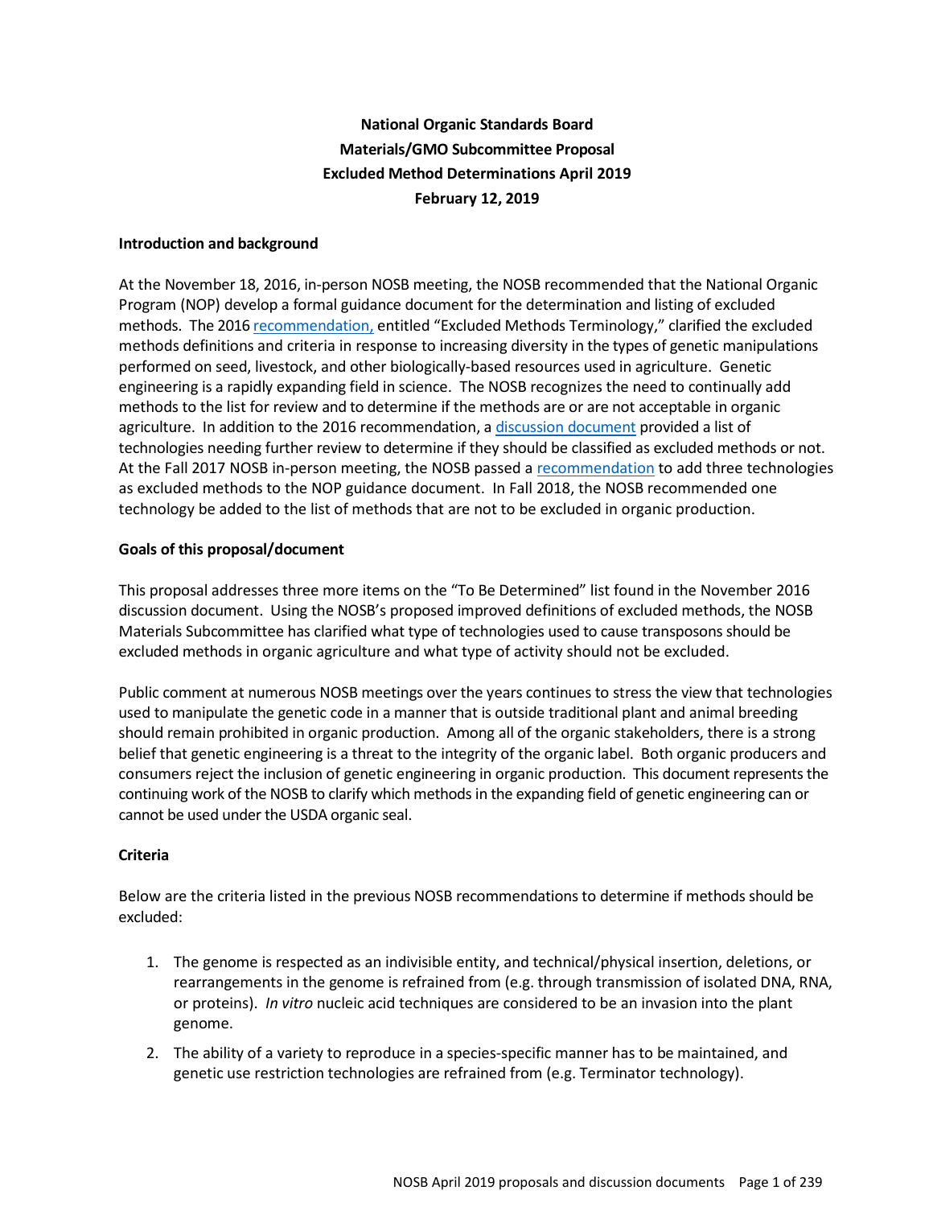**National Organic Standards Board**
**Materials/GMO Subcommittee Proposal**
**Excluded Method Determinations April 2019**
**February 12, 2019**

## Introduction and background

At the November 18, 2016, in-person NOSB meeting, the NOSB recommended that the National Organic Program (NOP) develop a formal guidance document for the determination and listing of excluded methods. The 2016 recommendation, entitled "Excluded Methods Terminology," clarified the excluded methods definitions and criteria in response to increasing diversity in the types of genetic manipulations performed on seed, livestock, and other biologically-based resources used in agriculture. Genetic engineering is a rapidly expanding field in science. The NOSB recognizes the need to continually add methods to the list for review and to determine if the methods are or are not acceptable in organic agriculture. In addition to the 2016 recommendation, a discussion document provided a list of technologies needing further review to determine if they should be classified as excluded methods or not. At the Fall 2017 NOSB in-person meeting, the NOSB passed a recommendation to add three technologies as excluded methods to the NOP guidance document. In Fall 2018, the NOSB recommended one technology be added to the list of methods that are not to be excluded in organic production.

## Goals of this proposal/document

This proposal addresses three more items on the "To Be Determined" list found in the November 2016 discussion document. Using the NOSB's proposed improved definitions of excluded methods, the NOSB Materials Subcommittee has clarified what type of technologies used to cause transposons should be excluded methods in organic agriculture and what type of activity should not be excluded.

Public comment at numerous NOSB meetings over the years continues to stress the view that technologies used to manipulate the genetic code in a manner that is outside traditional plant and animal breeding should remain prohibited in organic production. Among all of the organic stakeholders, there is a strong belief that genetic engineering is a threat to the integrity of the organic label. Both organic producers and consumers reject the inclusion of genetic engineering in organic production. This document represents the continuing work of the NOSB to clarify which methods in the expanding field of genetic engineering can or cannot be used under the USDA organic seal.

## Criteria

Below are the criteria listed in the previous NOSB recommendations to determine if methods should be excluded:

1. The genome is respected as an indivisible entity, and technical/physical insertion, deletions, or rearrangements in the genome is refrained from (e.g. through transmission of isolated DNA, RNA, or proteins). *In vitro* nucleic acid techniques are considered to be an invasion into the plant genome.
2. The ability of a variety to reproduce in a species-specific manner has to be maintained, and genetic use restriction technologies are refrained from (e.g. Terminator technology).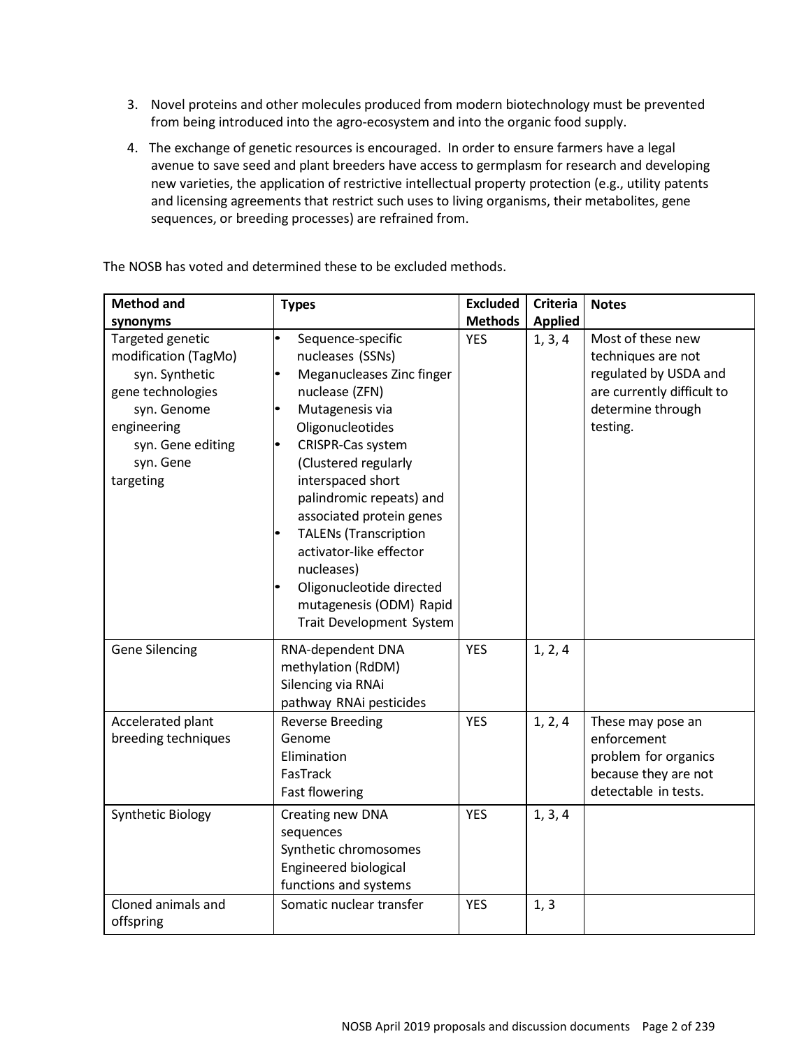3. Novel proteins and other molecules produced from modern biotechnology must be prevented from being introduced into the agro-ecosystem and into the organic food supply.

4. The exchange of genetic resources is encouraged. In order to ensure farmers have a legal avenue to save seed and plant breeders have access to germplasm for research and developing new varieties, the application of restrictive intellectual property protection (e.g., utility patents and licensing agreements that restrict such uses to living organisms, their metabolites, gene sequences, or breeding processes) are refrained from.

The NOSB has voted and determined these to be excluded methods.

| Method and synonyms | Types | Excluded Methods | Criteria Applied | Notes |
|---|---|---|---|---|
| Targeted genetic modification (TagMo) syn. Synthetic gene technologies syn. Genome engineering syn. Gene editing syn. Gene targeting | • Sequence-specific nucleases (SSNs) <br> • Meganucleases Zinc finger nuclease (ZFN) <br> • Mutagenesis via Oligonucleotides <br> • CRISPR-Cas system (Clustered regularly interspaced short palindromic repeats) and associated protein genes <br> • TALENs (Transcription activator-like effector nucleases) <br> • Oligonucleotide directed mutagenesis (ODM) Rapid Trait Development System | YES | 1, 3, 4 | Most of these new techniques are not regulated by USDA and are currently difficult to determine through testing. |
| Gene Silencing | RNA-dependent DNA methylation (RdDM) Silencing via RNAi pathway RNAi pesticides | YES | 1, 2, 4 | |
| Accelerated plant breeding techniques | Reverse Breeding Genome Elimination FasTrack Fast flowering | YES | 1, 2, 4 | These may pose an enforcement problem for organics because they are not detectable in tests. |
| Synthetic Biology | Creating new DNA sequences Synthetic chromosomes Engineered biological functions and systems | YES | 1, 3, 4 | |
| Cloned animals and offspring | Somatic nuclear transfer | YES | 1, 3 | |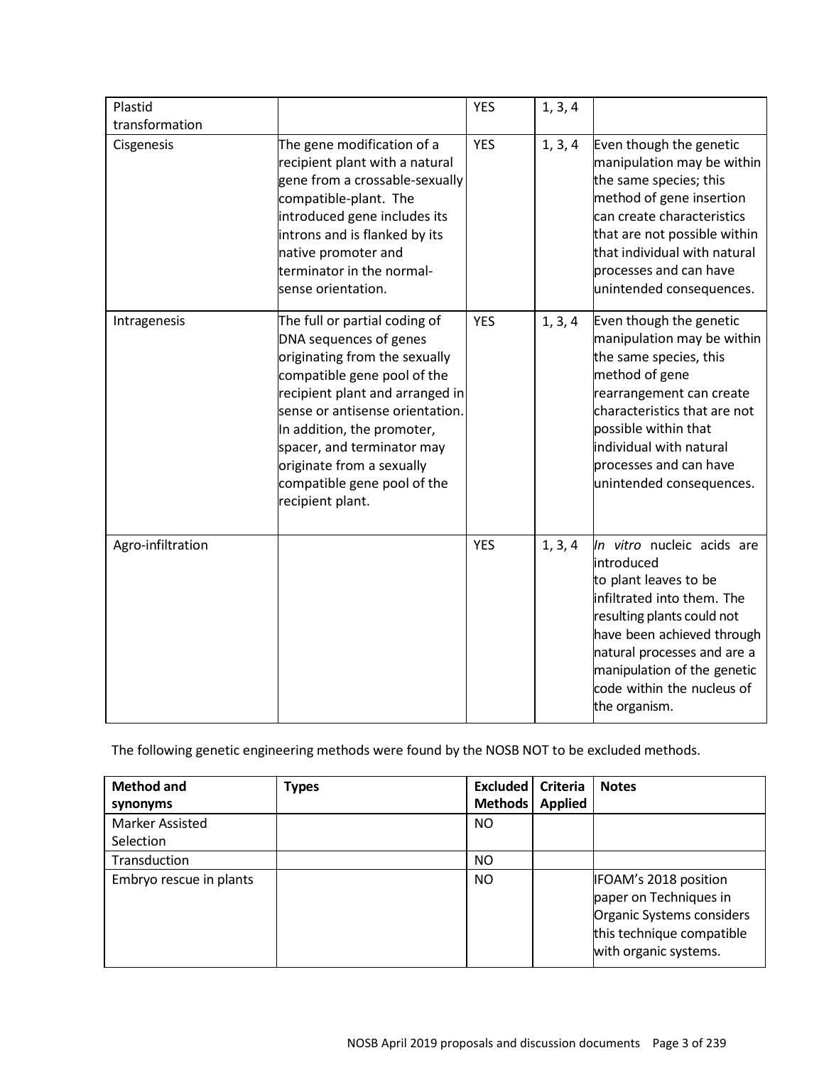| | | | | |
|---|---|---|---|---|
| Plastid transformation | | YES | 1, 3, 4 | |
| Cisgenesis | The gene modification of a recipient plant with a natural gene from a crossable-sexually compatible-plant. The introduced gene includes its introns and is flanked by its native promoter and terminator in the normal-sense orientation. | YES | 1, 3, 4 | Even though the genetic manipulation may be within the same species; this method of gene insertion can create characteristics that are not possible within that individual with natural processes and can have unintended consequences. |
| Intragenesis | The full or partial coding of DNA sequences of genes originating from the sexually compatible gene pool of the recipient plant and arranged in sense or antisense orientation. In addition, the promoter, spacer, and terminator may originate from a sexually compatible gene pool of the recipient plant. | YES | 1, 3, 4 | Even though the genetic manipulation may be within the same species, this method of gene rearrangement can create characteristics that are not possible within that individual with natural processes and can have unintended consequences. |
| Agro-infiltration | | YES | 1, 3, 4 | *In vitro* nucleic acids are introduced to plant leaves to be infiltrated into them. The resulting plants could not have been achieved through natural processes and are a manipulation of the genetic code within the nucleus of the organism. |

The following genetic engineering methods were found by the NOSB NOT to be excluded methods.

| Method and synonyms | Types | Excluded Methods | Criteria Applied | Notes |
|---|---|---|---|---|
| Marker Assisted Selection | | NO | | |
| Transduction | | NO | | |
| Embryo rescue in plants | | NO | | IFOAM's 2018 position paper on Techniques in Organic Systems considers this technique compatible with organic systems. |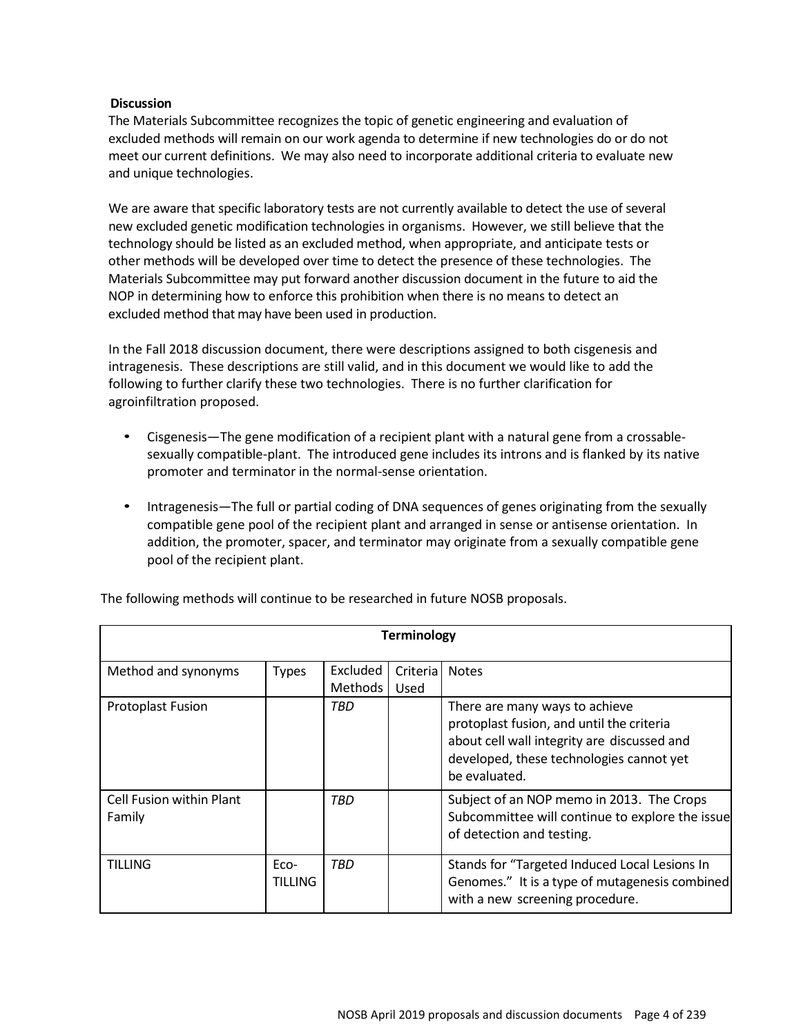**Discussion**

The Materials Subcommittee recognizes the topic of genetic engineering and evaluation of excluded methods will remain on our work agenda to determine if new technologies do or do not meet our current definitions. We may also need to incorporate additional criteria to evaluate new and unique technologies.

We are aware that specific laboratory tests are not currently available to detect the use of several new excluded genetic modification technologies in organisms. However, we still believe that the technology should be listed as an excluded method, when appropriate, and anticipate tests or other methods will be developed over time to detect the presence of these technologies. The Materials Subcommittee may put forward another discussion document in the future to aid the NOP in determining how to enforce this prohibition when there is no means to detect an excluded method that may have been used in production.

In the Fall 2018 discussion document, there were descriptions assigned to both cisgenesis and intragenesis. These descriptions are still valid, and in this document we would like to add the following to further clarify these two technologies. There is no further clarification for agroinfiltration proposed.

- Cisgenesis—The gene modification of a recipient plant with a natural gene from a crossable-sexually compatible-plant. The introduced gene includes its introns and is flanked by its native promoter and terminator in the normal-sense orientation.
- Intragenesis—The full or partial coding of DNA sequences of genes originating from the sexually compatible gene pool of the recipient plant and arranged in sense or antisense orientation. In addition, the promoter, spacer, and terminator may originate from a sexually compatible gene pool of the recipient plant.

The following methods will continue to be researched in future NOSB proposals.

| **Terminology** | | | | |
|---|---|---|---|---|
| Method and synonyms | Types | Excluded Methods | Criteria Used | Notes |
| Protoplast Fusion | | *TBD* | | There are many ways to achieve protoplast fusion, and until the criteria about cell wall integrity are discussed and developed, these technologies cannot yet be evaluated. |
| Cell Fusion within Plant Family | | *TBD* | | Subject of an NOP memo in 2013. The Crops Subcommittee will continue to explore the issue of detection and testing. |
| TILLING | Eco-TILLING | *TBD* | | Stands for "Targeted Induced Local Lesions In Genomes." It is a type of mutagenesis combined with a new screening procedure. |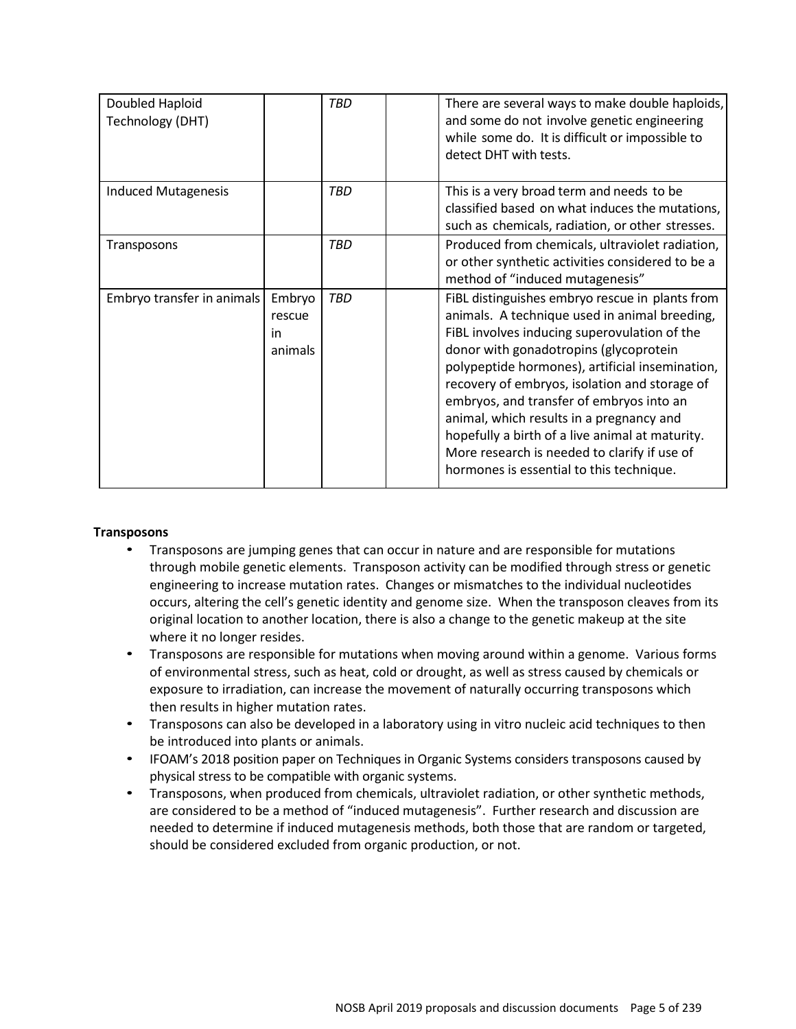| | | | | |
|---|---|---|---|---|
| Doubled Haploid Technology (DHT) | | *TBD* | | There are several ways to make double haploids, and some do not involve genetic engineering while some do. It is difficult or impossible to detect DHT with tests. |
| Induced Mutagenesis | | *TBD* | | This is a very broad term and needs to be classified based on what induces the mutations, such as chemicals, radiation, or other stresses. |
| Transposons | | *TBD* | | Produced from chemicals, ultraviolet radiation, or other synthetic activities considered to be a method of "induced mutagenesis" |
| Embryo transfer in animals | Embryo rescue in animals | *TBD* | | FiBL distinguishes embryo rescue in plants from animals. A technique used in animal breeding, FiBL involves inducing superovulation of the donor with gonadotropins (glycoprotein polypeptide hormones), artificial insemination, recovery of embryos, isolation and storage of embryos, and transfer of embryos into an animal, which results in a pregnancy and hopefully a birth of a live animal at maturity. More research is needed to clarify if use of hormones is essential to this technique. |

**Transposons**

- Transposons are jumping genes that can occur in nature and are responsible for mutations through mobile genetic elements. Transposon activity can be modified through stress or genetic engineering to increase mutation rates. Changes or mismatches to the individual nucleotides occurs, altering the cell's genetic identity and genome size. When the transposon cleaves from its original location to another location, there is also a change to the genetic makeup at the site where it no longer resides.
- Transposons are responsible for mutations when moving around within a genome. Various forms of environmental stress, such as heat, cold or drought, as well as stress caused by chemicals or exposure to irradiation, can increase the movement of naturally occurring transposons which then results in higher mutation rates.
- Transposons can also be developed in a laboratory using in vitro nucleic acid techniques to then be introduced into plants or animals.
- IFOAM's 2018 position paper on Techniques in Organic Systems considers transposons caused by physical stress to be compatible with organic systems.
- Transposons, when produced from chemicals, ultraviolet radiation, or other synthetic methods, are considered to be a method of "induced mutagenesis". Further research and discussion are needed to determine if induced mutagenesis methods, both those that are random or targeted, should be considered excluded from organic production, or not.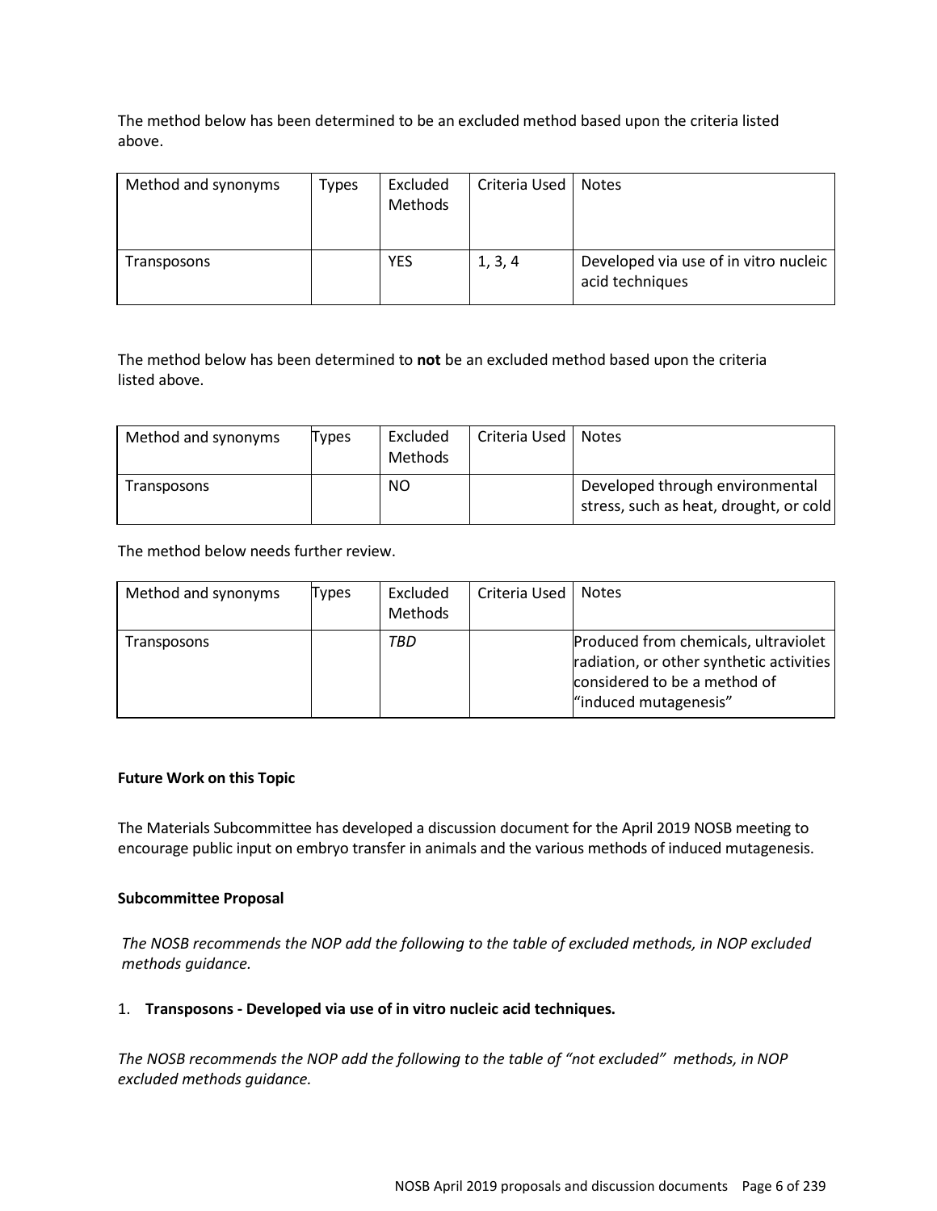The method below has been determined to be an excluded method based upon the criteria listed above.

| Method and synonyms | Types | Excluded Methods | Criteria Used | Notes |
|---|---|---|---|---|
| Transposons | | YES | 1, 3, 4 | Developed via use of in vitro nucleic acid techniques |

The method below has been determined to **not** be an excluded method based upon the criteria listed above.

| Method and synonyms | Types | Excluded Methods | Criteria Used | Notes |
|---|---|---|---|---|
| Transposons | | NO | | Developed through environmental stress, such as heat, drought, or cold |

The method below needs further review.

| Method and synonyms | Types | Excluded Methods | Criteria Used | Notes |
|---|---|---|---|---|
| Transposons | | *TBD* | | Produced from chemicals, ultraviolet radiation, or other synthetic activities considered to be a method of "induced mutagenesis" |

**Future Work on this Topic**

The Materials Subcommittee has developed a discussion document for the April 2019 NOSB meeting to encourage public input on embryo transfer in animals and the various methods of induced mutagenesis.

**Subcommittee Proposal**

*The NOSB recommends the NOP add the following to the table of excluded methods, in NOP excluded methods guidance.*

1. **Transposons - Developed via use of in vitro nucleic acid techniques.**

*The NOSB recommends the NOP add the following to the table of "not excluded" methods, in NOP excluded methods guidance.*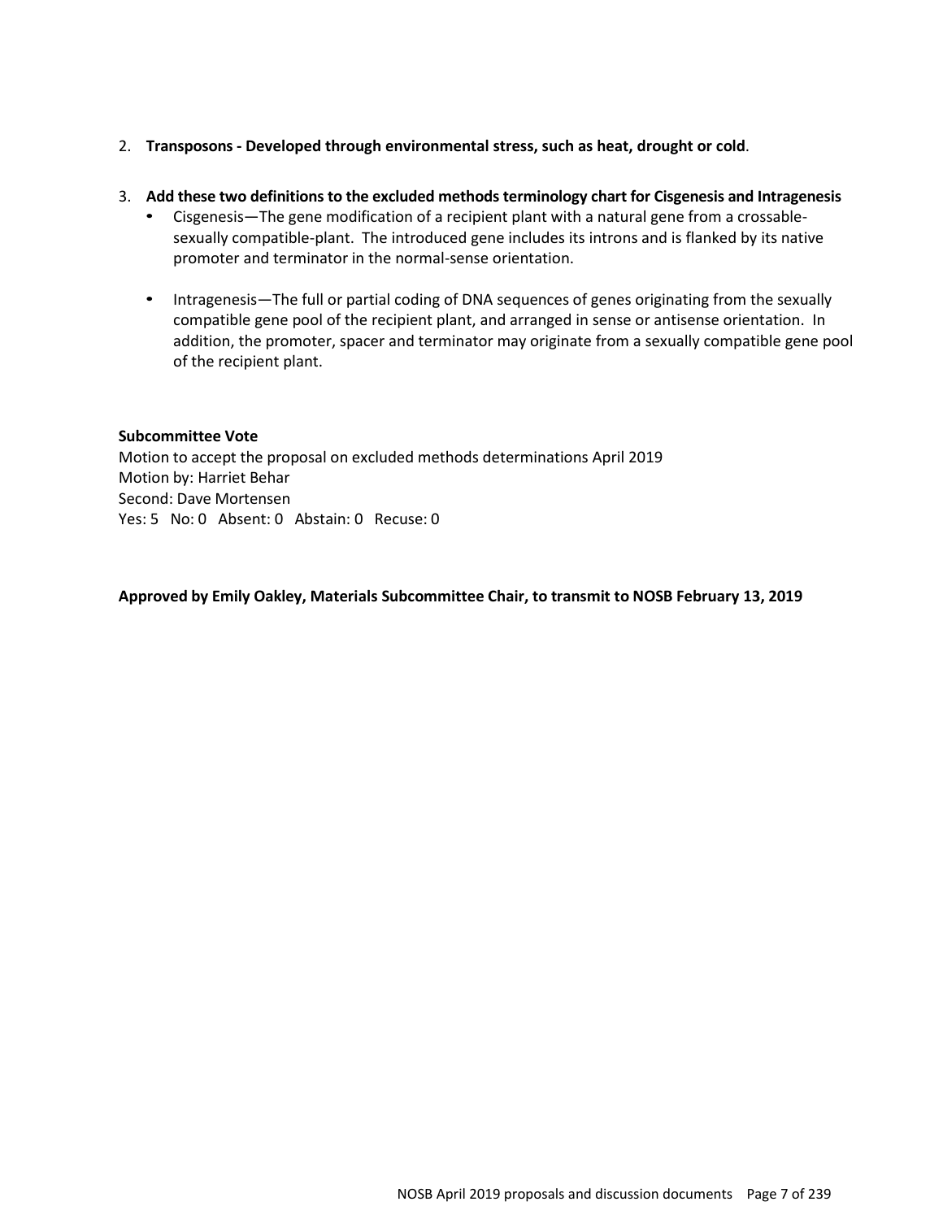2. **Transposons - Developed through environmental stress, such as heat, drought or cold**.

3. **Add these two definitions to the excluded methods terminology chart for Cisgenesis and Intragenesis**
   - Cisgenesis—The gene modification of a recipient plant with a natural gene from a crossable-sexually compatible-plant. The introduced gene includes its introns and is flanked by its native promoter and terminator in the normal-sense orientation.

   - Intragenesis—The full or partial coding of DNA sequences of genes originating from the sexually compatible gene pool of the recipient plant, and arranged in sense or antisense orientation. In addition, the promoter, spacer and terminator may originate from a sexually compatible gene pool of the recipient plant.

**Subcommittee Vote**
Motion to accept the proposal on excluded methods determinations April 2019
Motion by: Harriet Behar
Second: Dave Mortensen
Yes: 5 No: 0 Absent: 0 Abstain: 0 Recuse: 0

**Approved by Emily Oakley, Materials Subcommittee Chair, to transmit to NOSB February 13, 2019**